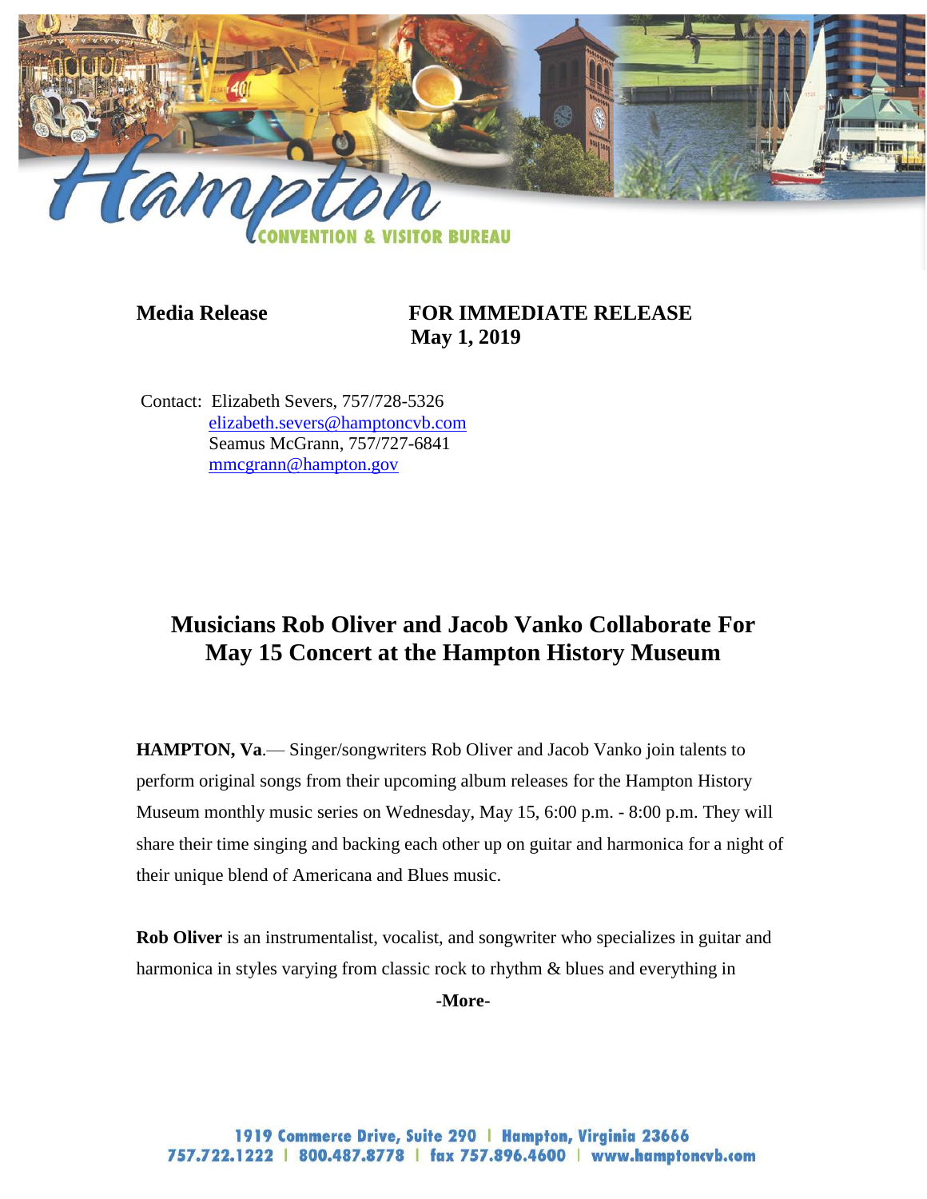Hampton CONVENTION & VISITOR BUREAU

**Media Release** **FOR IMMEDIATE RELEASE**
**May 1, 2019**

Contact: Elizabeth Severs, 757/728-5326
elizabeth.severs@hamptoncvb.com
Seamus McGrann, 757/727-6841
mmcgrann@hampton.gov

# Musicians Rob Oliver and Jacob Vanko Collaborate For May 15 Concert at the Hampton History Museum

**HAMPTON, Va**.— Singer/songwriters Rob Oliver and Jacob Vanko join talents to perform original songs from their upcoming album releases for the Hampton History Museum monthly music series on Wednesday, May 15, 6:00 p.m. - 8:00 p.m. They will share their time singing and backing each other up on guitar and harmonica for a night of their unique blend of Americana and Blues music.

**Rob Oliver** is an instrumentalist, vocalist, and songwriter who specializes in guitar and harmonica in styles varying from classic rock to rhythm & blues and everything in

**-More-**

1919 Commerce Drive, Suite 290 | Hampton, Virginia 23666
757.722.1222 | 800.487.8778 | fax 757.896.4600 | www.hamptoncvb.com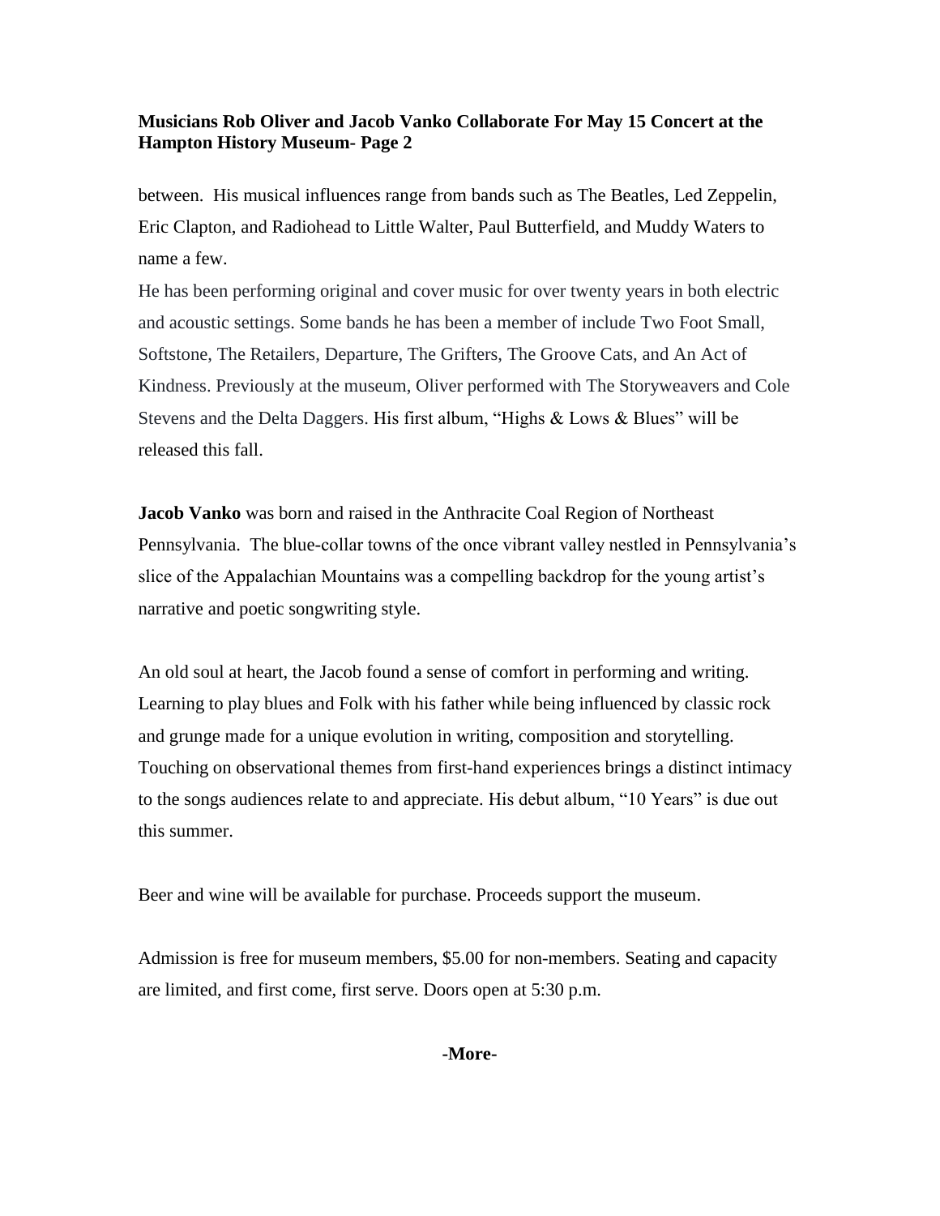between. His musical influences range from bands such as The Beatles, Led Zeppelin, Eric Clapton, and Radiohead to Little Walter, Paul Butterfield, and Muddy Waters to name a few.

He has been performing original and cover music for over twenty years in both electric and acoustic settings. Some bands he has been a member of include Two Foot Small, Softstone, The Retailers, Departure, The Grifters, The Groove Cats, and An Act of Kindness. Previously at the museum, Oliver performed with The Storyweavers and Cole Stevens and the Delta Daggers. His first album, "Highs & Lows & Blues" will be released this fall.

**Jacob Vanko** was born and raised in the Anthracite Coal Region of Northeast Pennsylvania. The blue-collar towns of the once vibrant valley nestled in Pennsylvania's slice of the Appalachian Mountains was a compelling backdrop for the young artist's narrative and poetic songwriting style.

An old soul at heart, the Jacob found a sense of comfort in performing and writing. Learning to play blues and Folk with his father while being influenced by classic rock and grunge made for a unique evolution in writing, composition and storytelling. Touching on observational themes from first-hand experiences brings a distinct intimacy to the songs audiences relate to and appreciate. His debut album, "10 Years" is due out this summer.

Beer and wine will be available for purchase. Proceeds support the museum.

Admission is free for museum members, $5.00 for non-members. Seating and capacity are limited, and first come, first serve. Doors open at 5:30 p.m.

**-More-**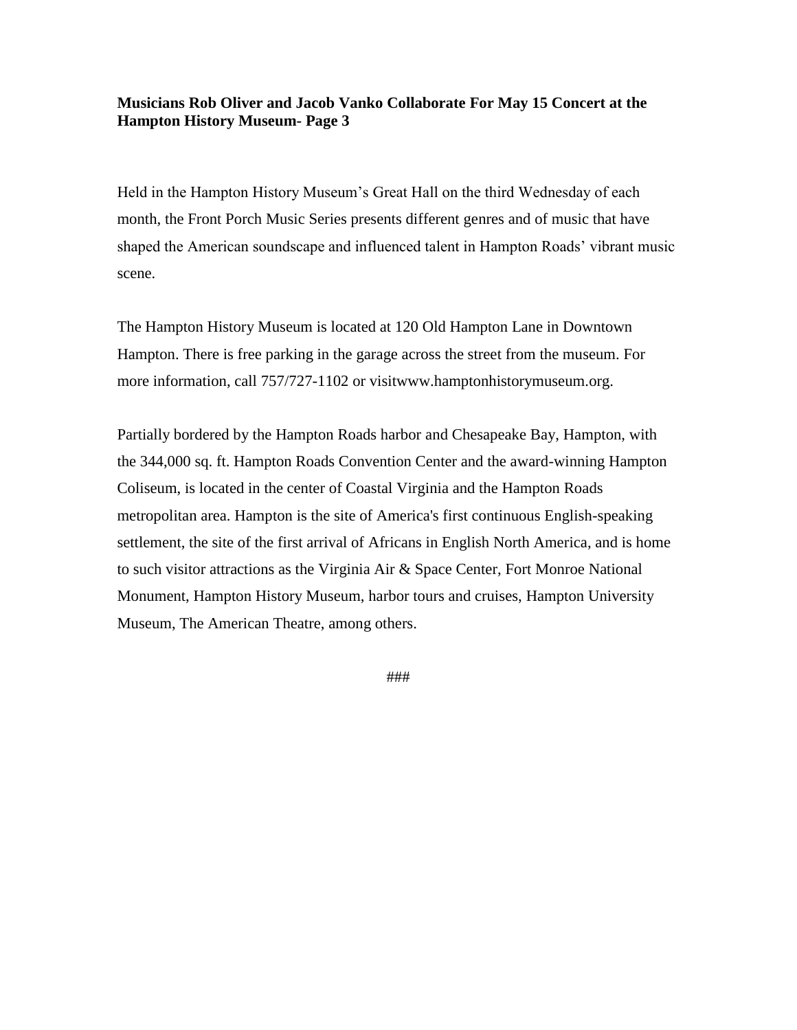Held in the Hampton History Museum's Great Hall on the third Wednesday of each month, the Front Porch Music Series presents different genres and of music that have shaped the American soundscape and influenced talent in Hampton Roads' vibrant music scene.

The Hampton History Museum is located at 120 Old Hampton Lane in Downtown Hampton. There is free parking in the garage across the street from the museum. For more information, call 757/727-1102 or visitwww.hamptonhistorymuseum.org.

Partially bordered by the Hampton Roads harbor and Chesapeake Bay, Hampton, with the 344,000 sq. ft. Hampton Roads Convention Center and the award-winning Hampton Coliseum, is located in the center of Coastal Virginia and the Hampton Roads metropolitan area. Hampton is the site of America's first continuous English-speaking settlement, the site of the first arrival of Africans in English North America, and is home to such visitor attractions as the Virginia Air & Space Center, Fort Monroe National Monument, Hampton History Museum, harbor tours and cruises, Hampton University Museum, The American Theatre, among others.

###